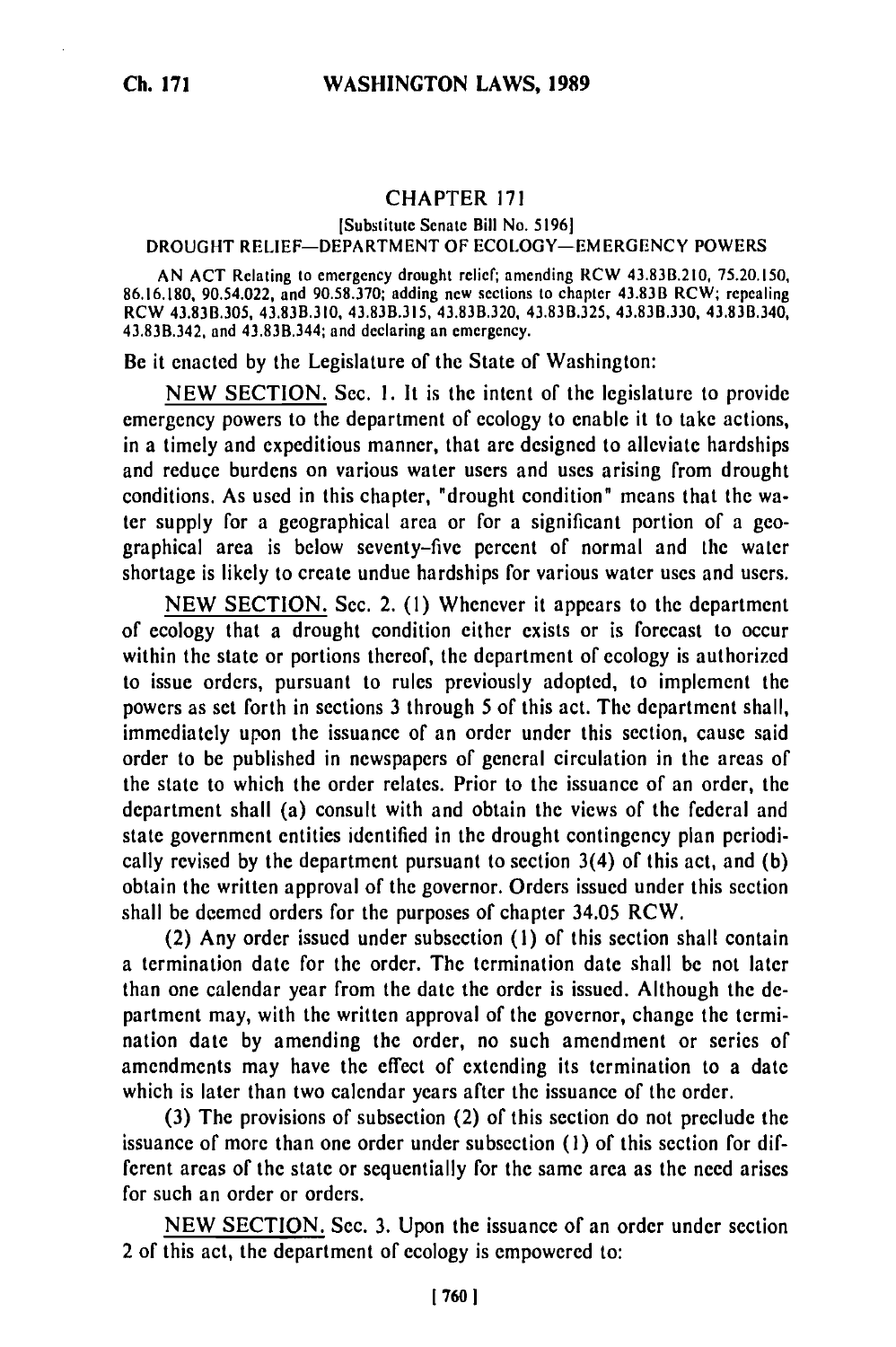## CHAPTER 171

[Substitute Senate Bill No. 5196]

DROUGHT RELIEF—DEPARTMENT OF ECOLOGY—EMERGENCY POWERS

AN ACT Relating to emergency drought relief; amending RCW 43.83B.210, 75.20.150, 86.16.180, 90.54.022, and 90.58.370; adding new sections to chapter 43.83B RCW; repealing RCW 43.83B.305, 43.83B.310, 43.83B.315, 43.83B.320, 43.83B.325, 43.83B.330, 43.83B.340, 43.83B.342, and 43.83B.344; and declaring an emergency.

Be it enacted by the Legislature of the State of Washington:

NEW SECTION. Sec. 1. It is the intent of the legislature to provide emergency powers to the department of ecology to enable it to take actions, in a timely and expeditious manner, that are designed to alleviate hardships and reduce burdens on various water users and uses arising from drought conditions. As used in this chapter, "drought condition" means that the water supply for a geographical area or for a significant portion of a geographical area is below seventy-five percent of normal and the water shortage is likely to create undue hardships for various water uses and users.

NEW SECTION. Sec. 2. (1) Whenever it appears to the department of ecology that a drought condition either exists or is forecast to occur within the state or portions thereof, the department of ecology is authorized to issue orders, pursuant to rules previously adopted, to implement the powers as set forth in sections 3 through 5 of this act. The department shall, immediately upon the issuance of an order under this section, cause said order to be published in newspapers of general circulation in the areas of the state to which the order relates. Prior to the issuance of an order, the department shall (a) consult with and obtain the views of the federal and state government entities identified in the drought contingency plan periodically revised by the department pursuant to section 3(4) of this act, and (b) obtain the written approval of the governor. Orders issued under this section shall be deemed orders for the purposes of chapter 34.05 RCW.

(2) Any order issued under subsection (1) of this section shall contain a termination date for the order. The termination date shall be not later than one calendar year from the date the order is issued. Although the department may, with the written approval of the governor, change the termination date by amending the order, no such amendment or series of amendments may have the effect of extending its termination to a date which is later than two calendar years after the issuance of the order.

(3) The provisions of subsection (2) of this section do not preclude the issuance of more than one order under subsection (1) of this section for different areas of the state or sequentially for the same area as the need arises for such an order or orders.

NEW SECTION. Sec. 3. Upon the issuance of an order under section 2 of this act, the department of ecology is empowered to: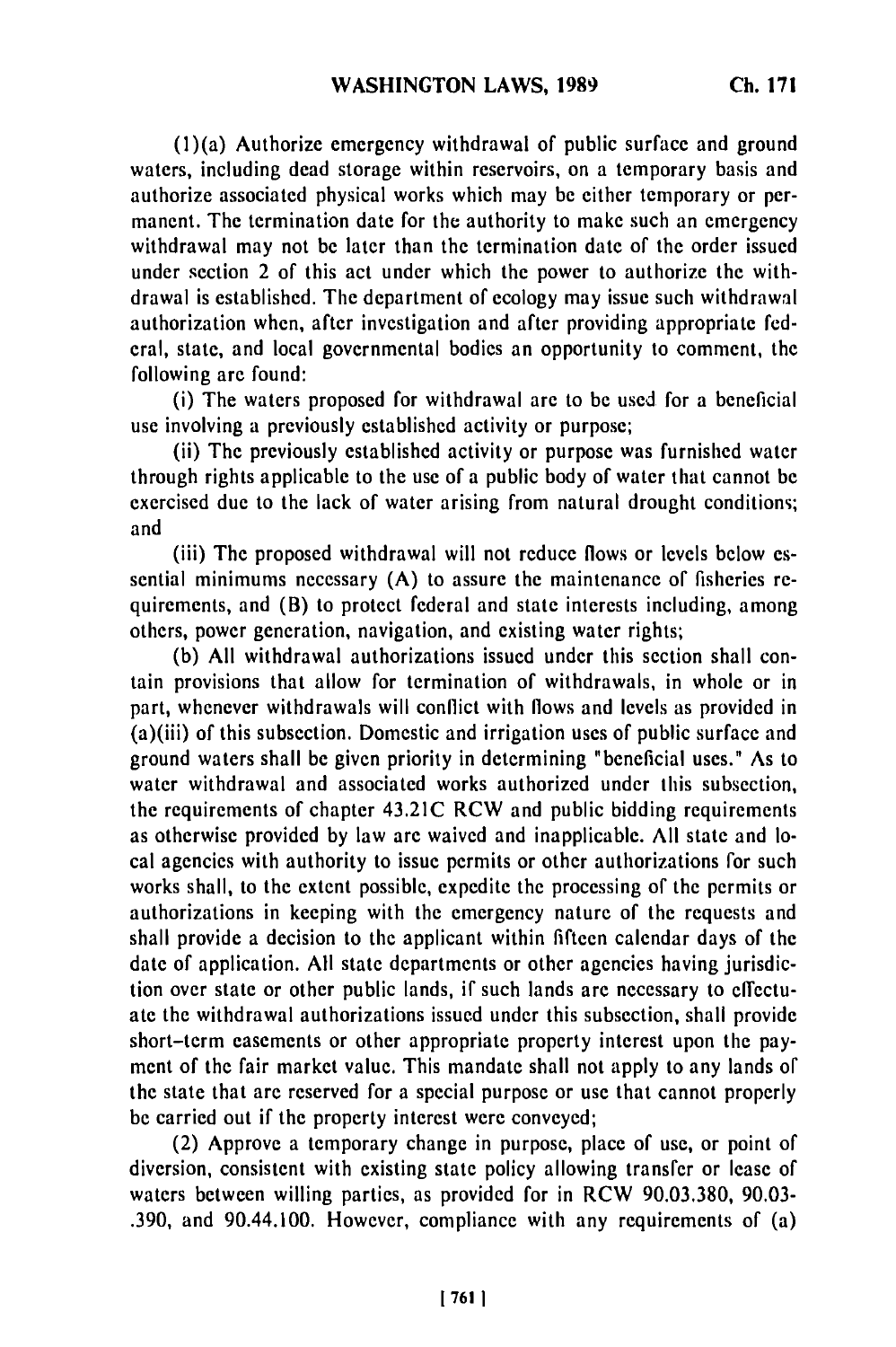(1)(a) Authorize emergency withdrawal of public surface and ground waters, including dead storage within reservoirs, on a temporary basis and authorize associated physical works which may be either temporary or permanent. The termination date for the authority to make such an emergency withdrawal may not be later than the termination date of the order issued under section 2 of this act under which the power to authorize the withdrawal is established. The department of ecology may issue such withdrawal authorization when, after investigation and after providing appropriate federal, state, and local governmental bodies an opportunity to comment, the following are found:

(i) The waters proposed for withdrawal are to be used for a beneficial use involving a previously established activity or purpose;

(ii) The previously established activity or purpose was furnished water through rights applicable to the use of a public body of water that cannot be exercised due to the lack of water arising from natural drought conditions; and

(iii) The proposed withdrawal will not reduce flows or levels below essential minimums necessary (A) to assure the maintenance of fisheries requirements, and (B) to protect federal and state interests including, among others, power generation, navigation, and existing water rights;

(b) All withdrawal authorizations issued under this section shall contain provisions that allow for termination of withdrawals, in whole or in part, whenever withdrawals will conflict with flows and levels as provided in (a)(iii) of this subsection. Domestic and irrigation uses of public surface and ground waters shall be given priority in determining "beneficial uses." As to water withdrawal and associated works authorized under this subsection, the requirements of chapter 43.21C RCW and public bidding requirements as otherwise provided by law are waived and inapplicable. All state and local agencies with authority to issue permits or other authorizations for such works shall, to the extent possible, expedite the processing of the permits or authorizations in keeping with the emergency nature of the requests and shall provide a decision to the applicant within fifteen calendar days of the date of application. All state departments or other agencies having jurisdiction over state or other public lands, if such lands are necessary to effectuate the withdrawal authorizations issued under this subsection, shall provide short-term easements or other appropriate property interest upon the payment of the fair market value. This mandate shall not apply to any lands of the state that are reserved for a special purpose or use that cannot properly be carried out if the property interest were conveyed;

(2) Approve a temporary change in purpose, place of use, or point of diversion, consistent with existing state policy allowing transfer or lease of waters between willing parties, as provided for in RCW 90.03.380, 90.03.390, and 90.44.100. However, compliance with any requirements of (a)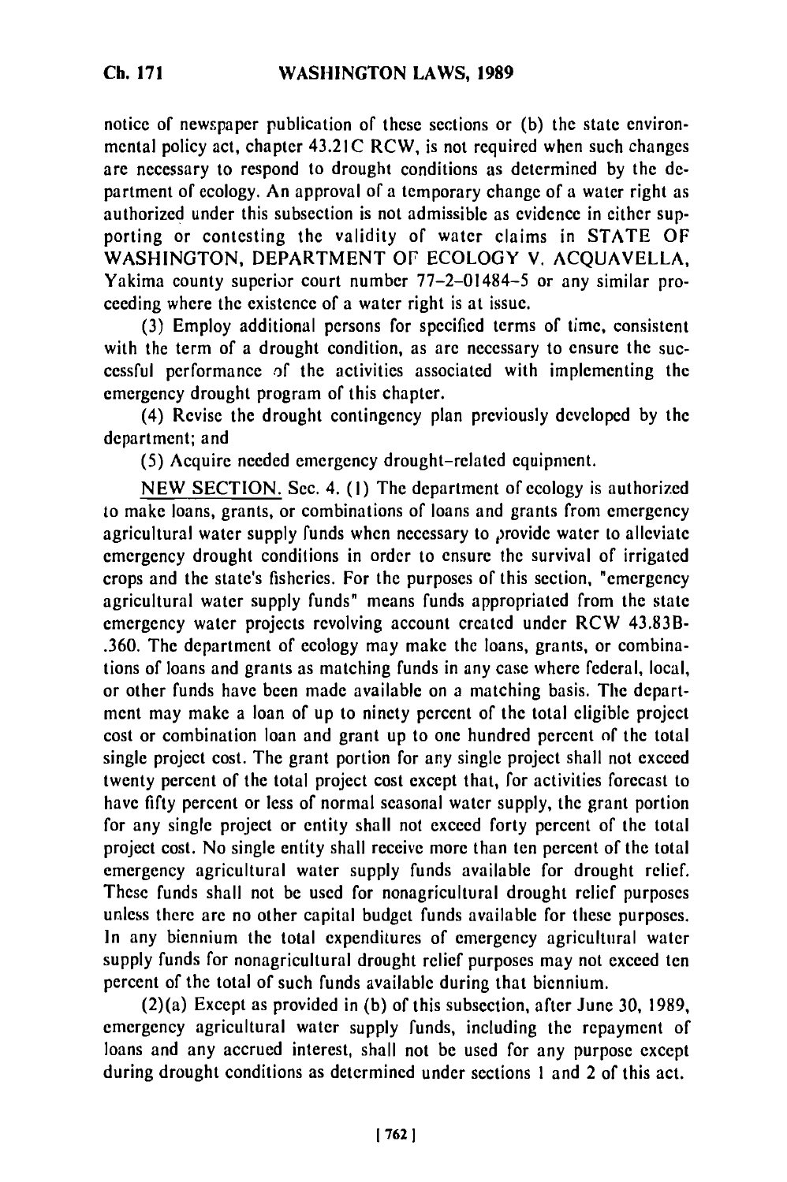notice of newspaper publication of these sections or (b) the state environmental policy act, chapter 43.21C RCW, is not required when such changes are necessary to respond to drought conditions as determined by the department of ecology. An approval of a temporary change of a water right as authorized under this subsection is not admissible as evidence in either supporting or contesting the validity of water claims in STATE OF WASHINGTON, DEPARTMENT OF ECOLOGY V. ACQUAVELLA, Yakima county superior court number 77-2-01484-5 or any similar proceeding where the existence of a water right is at issue.

(3) Employ additional persons for specified terms of time, consistent with the term of a drought condition, as are necessary to ensure the successful performance of the activities associated with implementing the emergency drought program of this chapter.

(4) Revise the drought contingency plan previously developed by the department; and

(5) Acquire needed emergency drought-related equipment.

NEW SECTION. Sec. 4. (1) The department of ecology is authorized to make loans, grants, or combinations of loans and grants from emergency agricultural water supply funds when necessary to provide water to alleviate emergency drought conditions in order to ensure the survival of irrigated crops and the state's fisheries. For the purposes of this section, "emergency agricultural water supply funds" means funds appropriated from the state emergency water projects revolving account created under RCW 43.83B-.360. The department of ecology may make the loans, grants, or combinations of loans and grants as matching funds in any case where federal, local, or other funds have been made available on a matching basis. The department may make a loan of up to ninety percent of the total eligible project cost or combination loan and grant up to one hundred percent of the total single project cost. The grant portion for any single project shall not exceed twenty percent of the total project cost except that, for activities forecast to have fifty percent or less of normal seasonal water supply, the grant portion for any single project or entity shall not exceed forty percent of the total project cost. No single entity shall receive more than ten percent of the total emergency agricultural water supply funds available for drought relief. These funds shall not be used for nonagricultural drought relief purposes unless there are no other capital budget funds available for these purposes. In any biennium the total expenditures of emergency agricultural water supply funds for nonagricultural drought relief purposes may not exceed ten percent of the total of such funds available during that biennium.

(2)(a) Except as provided in (b) of this subsection, after June 30, 1989, emergency agricultural water supply funds, including the repayment of loans and any accrued interest, shall not be used for any purpose except during drought conditions as determined under sections 1 and 2 of this act.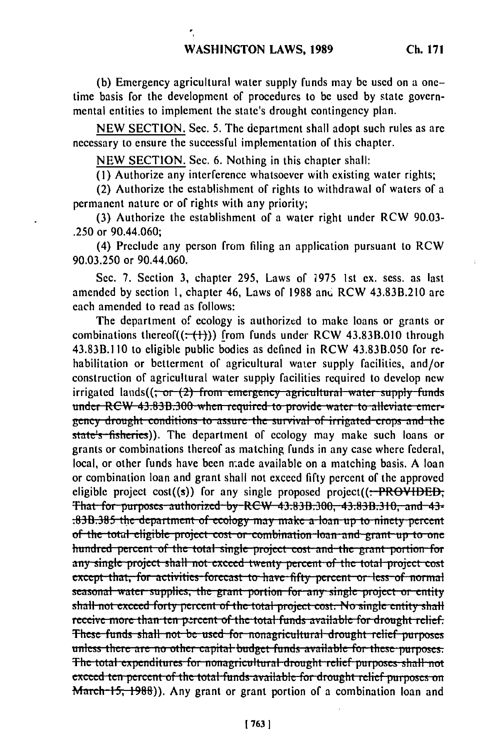(b) Emergency agricultural water supply funds may be used on a one-time basis for the development of procedures to be used by state governmental entities to implement the state's drought contingency plan.

NEW SECTION. Sec. 5. The department shall adopt such rules as are necessary to ensure the successful implementation of this chapter.

NEW SECTION. Sec. 6. Nothing in this chapter shall:

(1) Authorize any interference whatsoever with existing water rights;

(2) Authorize the establishment of rights to withdrawal of waters of a permanent nature or of rights with any priority;

(3) Authorize the establishment of a water right under RCW 90.03-.250 or 90.44.060;

(4) Preclude any person from filing an application pursuant to RCW 90.03.250 or 90.44.060.

Sec. 7. Section 3, chapter 295, Laws of 1975 1st ex. sess. as last amended by section 1, chapter 46, Laws of 1988 and RCW 43.83B.210 are each amended to read as follows:

The department of ecology is authorized to make loans or grants or combinations thereof((~~: (1)~~)) from funds under RCW 43.83B.010 through 43.83B.110 to eligible public bodies as defined in RCW 43.83B.050 for rehabilitation or betterment of agricultural water supply facilities, and/or construction of agricultural water supply facilities required to develop new irrigated lands((~~; or (2) from emergency agricultural water supply funds under RCW 43.83B.300 when required to provide water to alleviate emergency drought conditions to assure the survival of irrigated crops and the state's fisheries~~)). The department of ecology may make such loans or grants or combinations thereof as matching funds in any case where federal, local, or other funds have been made available on a matching basis. A loan or combination loan and grant shall not exceed fifty percent of the approved eligible project cost((~~s~~)) for any single proposed project((~~: PROVIDED, That for purposes authorized by RCW 43.83B.300, 43.83B.310, and 43-.83B.385 the department of ecology may make a loan up to ninety percent of the total eligible project cost or combination loan and grant up to one hundred percent of the total single project cost and the grant portion for any single project shall not exceed twenty percent of the total project cost except that, for activities forecast to have fifty percent or less of normal seasonal water supplies, the grant portion for any single project or entity shall not exceed forty percent of the total project cost. No single entity shall receive more than ten percent of the total funds available for drought relief. These funds shall not be used for nonagricultural drought relief purposes unless there are no other capital budget funds available for these purposes. The total expenditures for nonagricultural drought relief purposes shall not exceed ten percent of the total funds available for drought relief purposes on March 15, 1988~~)). Any grant or grant portion of a combination loan and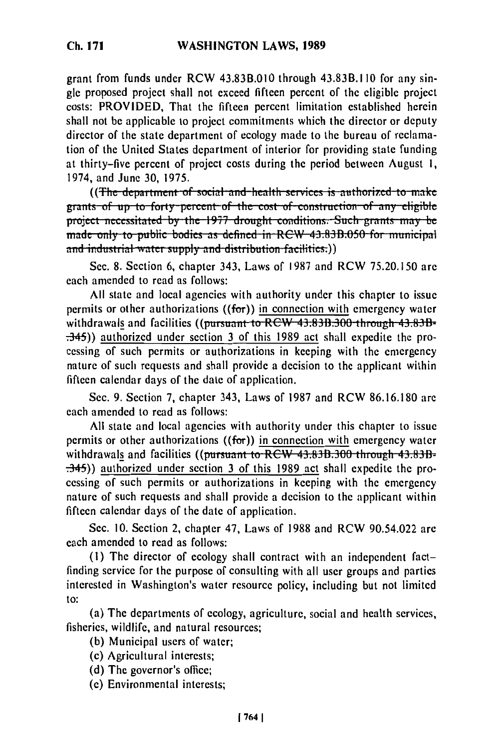grant from funds under RCW 43.83B.010 through 43.83B.110 for any single proposed project shall not exceed fifteen percent of the eligible project costs: PROVIDED, That the fifteen percent limitation established herein shall not be applicable to project commitments which the director or deputy director of the state department of ecology made to the bureau of reclamation of the United States department of interior for providing state funding at thirty-five percent of project costs during the period between August 1, 1974, and June 30, 1975.

((~~The department of social and health services is authorized to make grants of up to forty percent of the cost of construction of any eligible project necessitated by the 1977 drought conditions. Such grants may be made only to public bodies as defined in RCW 43.83B.050 for municipal and industrial water supply and distribution facilities.~~))

Sec. 8. Section 6, chapter 343, Laws of 1987 and RCW 75.20.150 are each amended to read as follows:

All state and local agencies with authority under this chapter to issue permits or other authorizations ((~~for~~)) <u>in connection with</u> emergency water withdrawal<u>s</u> and facilities ((~~pursuant to RCW 43.83B.300 through 43.83B.345~~)) <u>authorized under section 3 of this 1989 act</u> shall expedite the processing of such permits or authorizations in keeping with the emergency nature of such requests and shall provide a decision to the applicant within fifteen calendar days of the date of application.

Sec. 9. Section 7, chapter 343, Laws of 1987 and RCW 86.16.180 are each amended to read as follows:

All state and local agencies with authority under this chapter to issue permits or other authorizations ((~~for~~)) <u>in connection with</u> emergency water withdrawal<u>s</u> and facilities ((~~pursuant to RCW 43.83B.300 through 43.83B.345~~)) <u>authorized under section 3 of this 1989 act</u> shall expedite the processing of such permits or authorizations in keeping with the emergency nature of such requests and shall provide a decision to the applicant within fifteen calendar days of the date of application.

Sec. 10. Section 2, chapter 47, Laws of 1988 and RCW 90.54.022 are each amended to read as follows:

(1) The director of ecology shall contract with an independent fact-finding service for the purpose of consulting with all user groups and parties interested in Washington's water resource policy, including but not limited to:

(a) The departments of ecology, agriculture, social and health services, fisheries, wildlife, and natural resources;

(b) Municipal users of water;

(c) Agricultural interests;

(d) The governor's office;

(e) Environmental interests;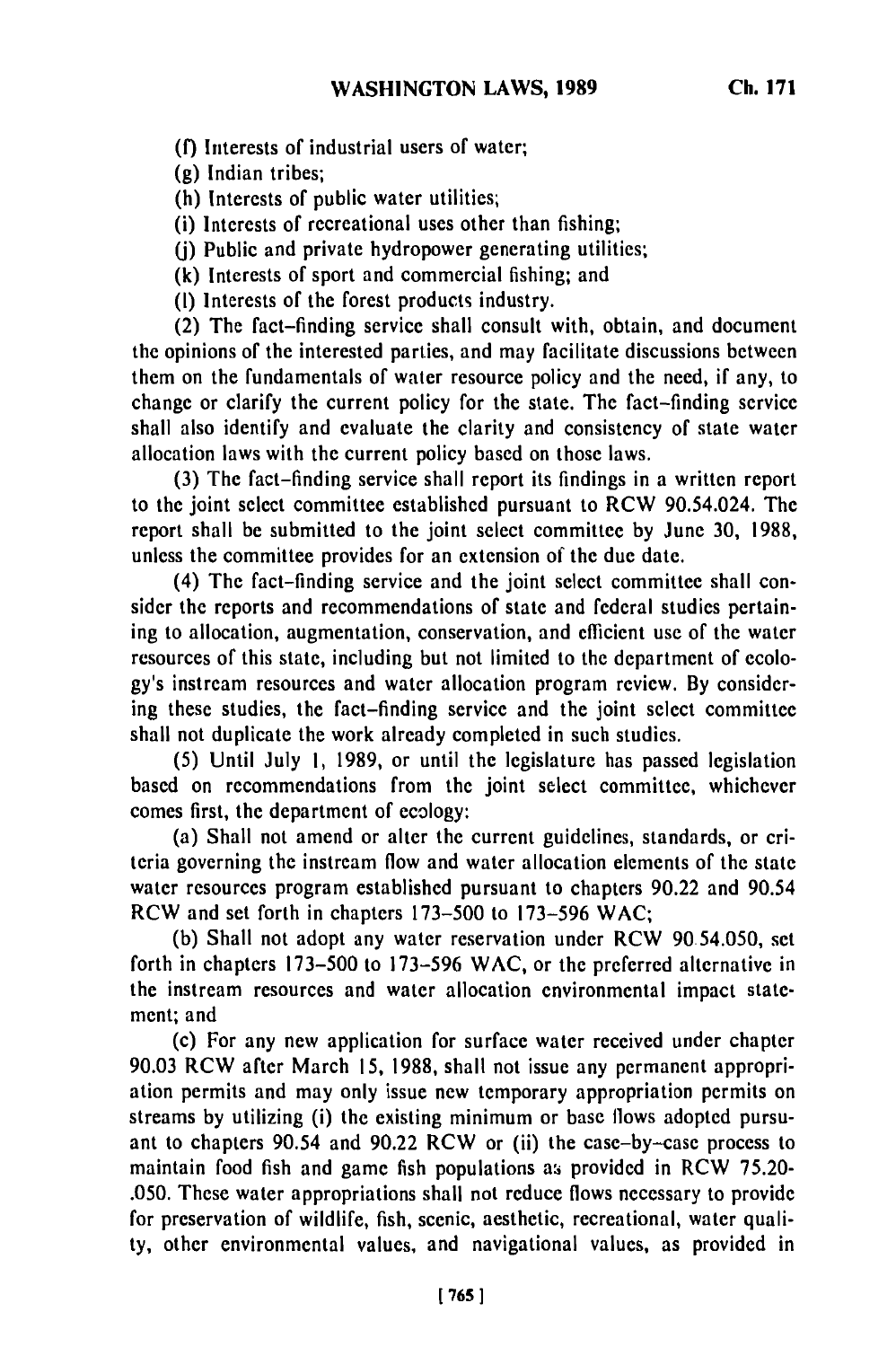(f) Interests of industrial users of water;

(g) Indian tribes;

(h) Interests of public water utilities;

(i) Interests of recreational uses other than fishing;

(j) Public and private hydropower generating utilities;

(k) Interests of sport and commercial fishing; and

(l) Interests of the forest products industry.

(2) The fact-finding service shall consult with, obtain, and document the opinions of the interested parties, and may facilitate discussions between them on the fundamentals of water resource policy and the need, if any, to change or clarify the current policy for the state. The fact-finding service shall also identify and evaluate the clarity and consistency of state water allocation laws with the current policy based on those laws.

(3) The fact-finding service shall report its findings in a written report to the joint select committee established pursuant to RCW 90.54.024. The report shall be submitted to the joint select committee by June 30, 1988, unless the committee provides for an extension of the due date.

(4) The fact-finding service and the joint select committee shall consider the reports and recommendations of state and federal studies pertaining to allocation, augmentation, conservation, and efficient use of the water resources of this state, including but not limited to the department of ecology's instream resources and water allocation program review. By considering these studies, the fact-finding service and the joint select committee shall not duplicate the work already completed in such studies.

(5) Until July 1, 1989, or until the legislature has passed legislation based on recommendations from the joint select committee, whichever comes first, the department of ecology:

(a) Shall not amend or alter the current guidelines, standards, or criteria governing the instream flow and water allocation elements of the state water resources program established pursuant to chapters 90.22 and 90.54 RCW and set forth in chapters 173-500 to 173-596 WAC;

(b) Shall not adopt any water reservation under RCW 90.54.050, set forth in chapters 173-500 to 173-596 WAC, or the preferred alternative in the instream resources and water allocation environmental impact statement; and

(c) For any new application for surface water received under chapter 90.03 RCW after March 15, 1988, shall not issue any permanent appropriation permits and may only issue new temporary appropriation permits on streams by utilizing (i) the existing minimum or base flows adopted pursuant to chapters 90.54 and 90.22 RCW or (ii) the case-by-case process to maintain food fish and game fish populations as provided in RCW 75.20-.050. These water appropriations shall not reduce flows necessary to provide for preservation of wildlife, fish, scenic, aesthetic, recreational, water quality, other environmental values, and navigational values, as provided in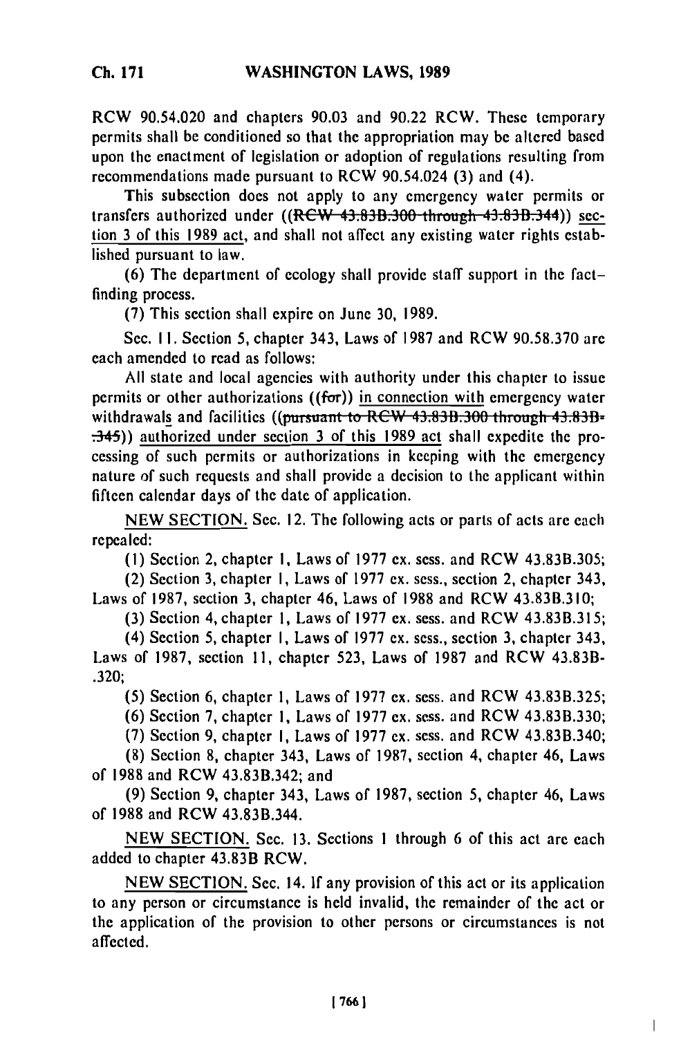RCW 90.54.020 and chapters 90.03 and 90.22 RCW. These temporary permits shall be conditioned so that the appropriation may be altered based upon the enactment of legislation or adoption of regulations resulting from recommendations made pursuant to RCW 90.54.024 (3) and (4).

This subsection does not apply to any emergency water permits or transfers authorized under ((~~RCW 43.83B.300 through 43.83B.344~~)) section 3 of this 1989 act, and shall not affect any existing water rights established pursuant to law.

(6) The department of ecology shall provide staff support in the fact-finding process.

(7) This section shall expire on June 30, 1989.

Sec. 11. Section 5, chapter 343, Laws of 1987 and RCW 90.58.370 are each amended to read as follows:

All state and local agencies with authority under this chapter to issue permits or other authorizations ((~~for~~)) in connection with emergency water withdrawals and facilities ((~~pursuant to RCW 43.83B.300 through 43.83B.345~~)) authorized under section 3 of this 1989 act shall expedite the processing of such permits or authorizations in keeping with the emergency nature of such requests and shall provide a decision to the applicant within fifteen calendar days of the date of application.

NEW SECTION. Sec. 12. The following acts or parts of acts are each repealed:

(1) Section 2, chapter 1, Laws of 1977 ex. sess. and RCW 43.83B.305;

(2) Section 3, chapter 1, Laws of 1977 ex. sess., section 2, chapter 343, Laws of 1987, section 3, chapter 46, Laws of 1988 and RCW 43.83B.310;

(3) Section 4, chapter 1, Laws of 1977 ex. sess. and RCW 43.83B.315;

(4) Section 5, chapter 1, Laws of 1977 ex. sess., section 3, chapter 343, Laws of 1987, section 11, chapter 523, Laws of 1987 and RCW 43.83B-.320;

(5) Section 6, chapter 1, Laws of 1977 ex. sess. and RCW 43.83B.325;

(6) Section 7, chapter 1, Laws of 1977 ex. sess. and RCW 43.83B.330;

(7) Section 9, chapter 1, Laws of 1977 ex. sess. and RCW 43.83B.340;

(8) Section 8, chapter 343, Laws of 1987, section 4, chapter 46, Laws of 1988 and RCW 43.83B.342; and

(9) Section 9, chapter 343, Laws of 1987, section 5, chapter 46, Laws of 1988 and RCW 43.83B.344.

NEW SECTION. Sec. 13. Sections 1 through 6 of this act are each added to chapter 43.83B RCW.

NEW SECTION. Sec. 14. If any provision of this act or its application to any person or circumstance is held invalid, the remainder of the act or the application of the provision to other persons or circumstances is not affected.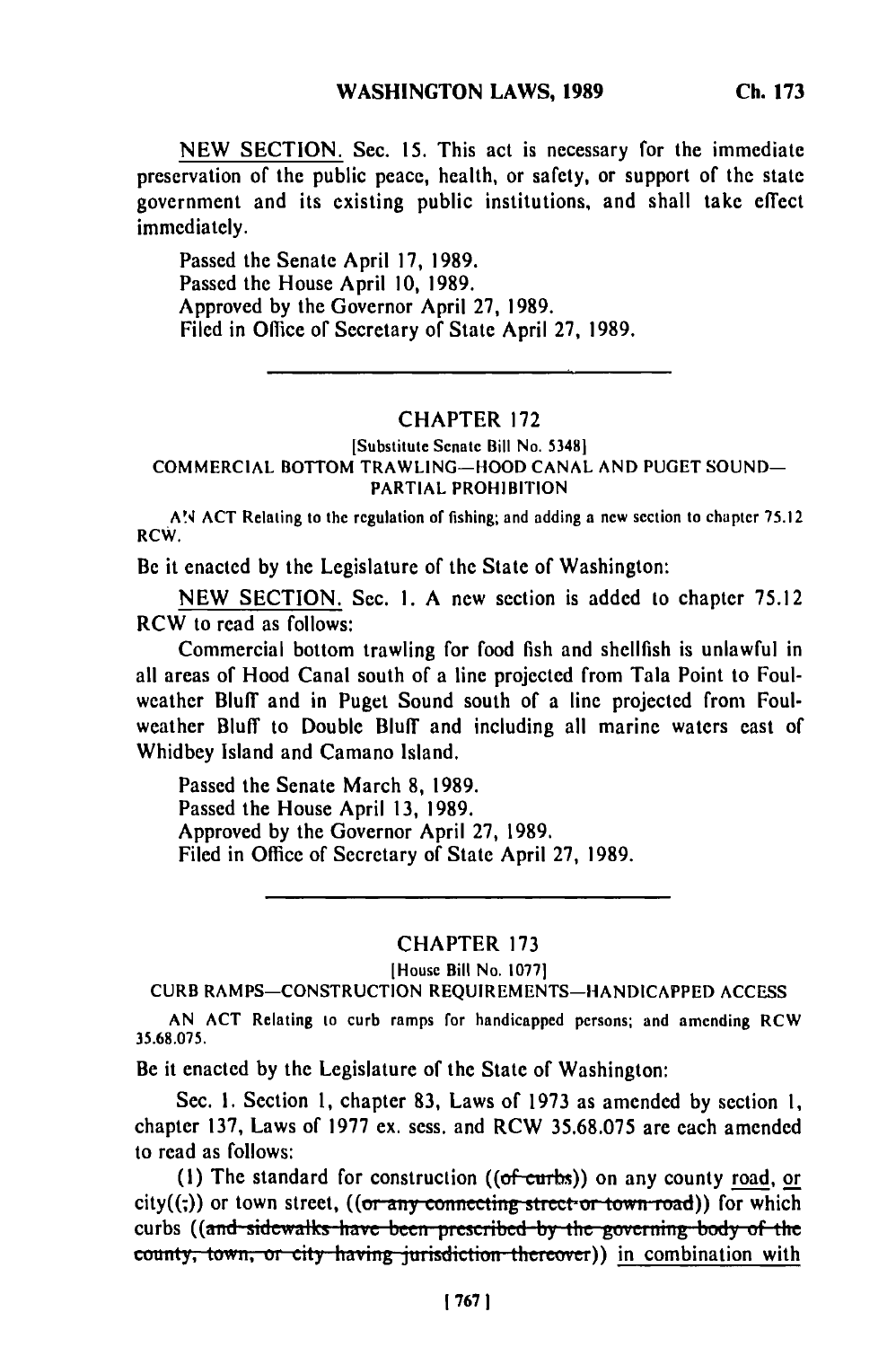NEW SECTION. Sec. 15. This act is necessary for the immediate preservation of the public peace, health, or safety, or support of the state government and its existing public institutions, and shall take effect immediately.

Passed the Senate April 17, 1989.
Passed the House April 10, 1989.
Approved by the Governor April 27, 1989.
Filed in Office of Secretary of State April 27, 1989.

## CHAPTER 172

[Substitute Senate Bill No. 5348]

COMMERCIAL BOTTOM TRAWLING—HOOD CANAL AND PUGET SOUND—PARTIAL PROHIBITION

AN ACT Relating to the regulation of fishing; and adding a new section to chapter 75.12 RCW.

Be it enacted by the Legislature of the State of Washington:

NEW SECTION. Sec. 1. A new section is added to chapter 75.12 RCW to read as follows:

Commercial bottom trawling for food fish and shellfish is unlawful in all areas of Hood Canal south of a line projected from Tala Point to Foulweather Bluff and in Puget Sound south of a line projected from Foulweather Bluff to Double Bluff and including all marine waters east of Whidbey Island and Camano Island.

Passed the Senate March 8, 1989.
Passed the House April 13, 1989.
Approved by the Governor April 27, 1989.
Filed in Office of Secretary of State April 27, 1989.

## CHAPTER 173

[House Bill No. 1077]

CURB RAMPS—CONSTRUCTION REQUIREMENTS—HANDICAPPED ACCESS

AN ACT Relating to curb ramps for handicapped persons; and amending RCW 35.68.075.

Be it enacted by the Legislature of the State of Washington:

Sec. 1. Section 1, chapter 83, Laws of 1973 as amended by section 1, chapter 137, Laws of 1977 ex. sess. and RCW 35.68.075 are each amended to read as follows:

(1) The standard for construction ((~~of curbs~~)) on any county road, or city((~~;~~)) or town street, ((~~or any connecting street or town road~~)) for which curbs ((~~and sidewalks have been prescribed by the governing body of the county, town, or city having jurisdiction thereover~~)) in combination with